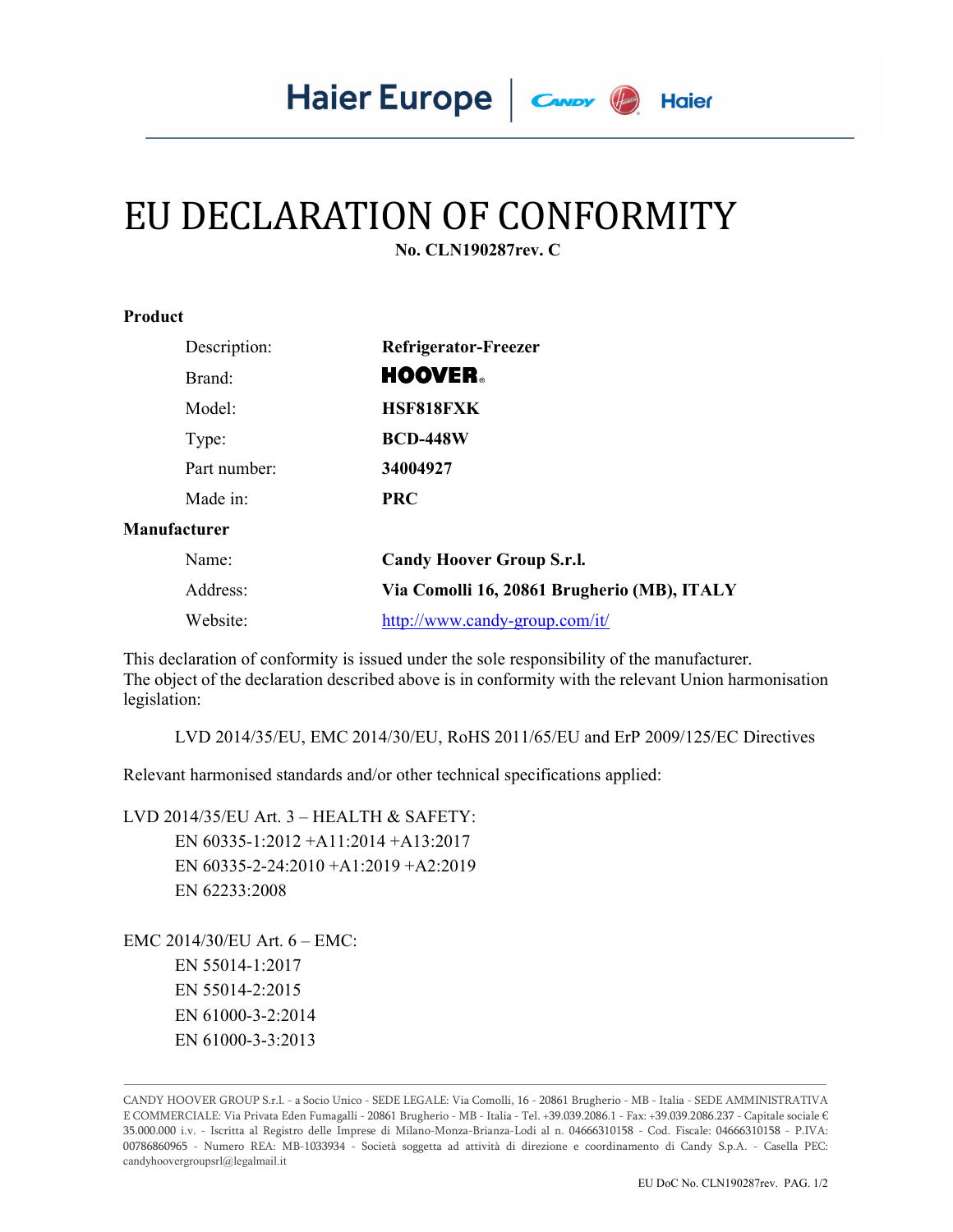Haier Europe | Candy Hoover Haier

# EU DECLARATION OF CONFORMITY

**No. CLN190287rev. C**

**Product**

| | |
|---|---|
| Description: | **Refrigerator-Freezer** |
| Brand: | **HOOVER** |
| Model: | **HSF818FXK** |
| Type: | **BCD-448W** |
| Part number: | **34004927** |
| Made in: | **PRC** |

**Manufacturer**

| | |
|---|---|
| Name: | **Candy Hoover Group S.r.l.** |
| Address: | **Via Comolli 16, 20861 Brugherio (MB), ITALY** |
| Website: | http://www.candy-group.com/it/ |

This declaration of conformity is issued under the sole responsibility of the manufacturer.
The object of the declaration described above is in conformity with the relevant Union harmonisation legislation:

LVD 2014/35/EU, EMC 2014/30/EU, RoHS 2011/65/EU and ErP 2009/125/EC Directives

Relevant harmonised standards and/or other technical specifications applied:

LVD 2014/35/EU Art. 3 – HEALTH & SAFETY:

- EN 60335-1:2012 +A11:2014 +A13:2017
- EN 60335-2-24:2010 +A1:2019 +A2:2019
- EN 62233:2008

EMC 2014/30/EU Art. 6 – EMC:

- EN 55014-1:2017
- EN 55014-2:2015
- EN 61000-3-2:2014
- EN 61000-3-3:2013

CANDY HOOVER GROUP S.r.l. - a Socio Unico - SEDE LEGALE: Via Comolli, 16 - 20861 Brugherio - MB - Italia - SEDE AMMINISTRATIVA E COMMERCIALE: Via Privata Eden Fumagalli - 20861 Brugherio - MB - Italia - Tel. +39.039.2086.1 - Fax: +39.039.2086.237 - Capitale sociale € 35.000.000 i.v. - Iscritta al Registro delle Imprese di Milano-Monza-Brianza-Lodi al n. 04666310158 - Cod. Fiscale: 04666310158 - P.IVA: 00786860965 - Numero REA: MB-1033934 - Società soggetta ad attività di direzione e coordinamento di Candy S.p.A. - Casella PEC: candyhoovergroupsrl@legalmail.it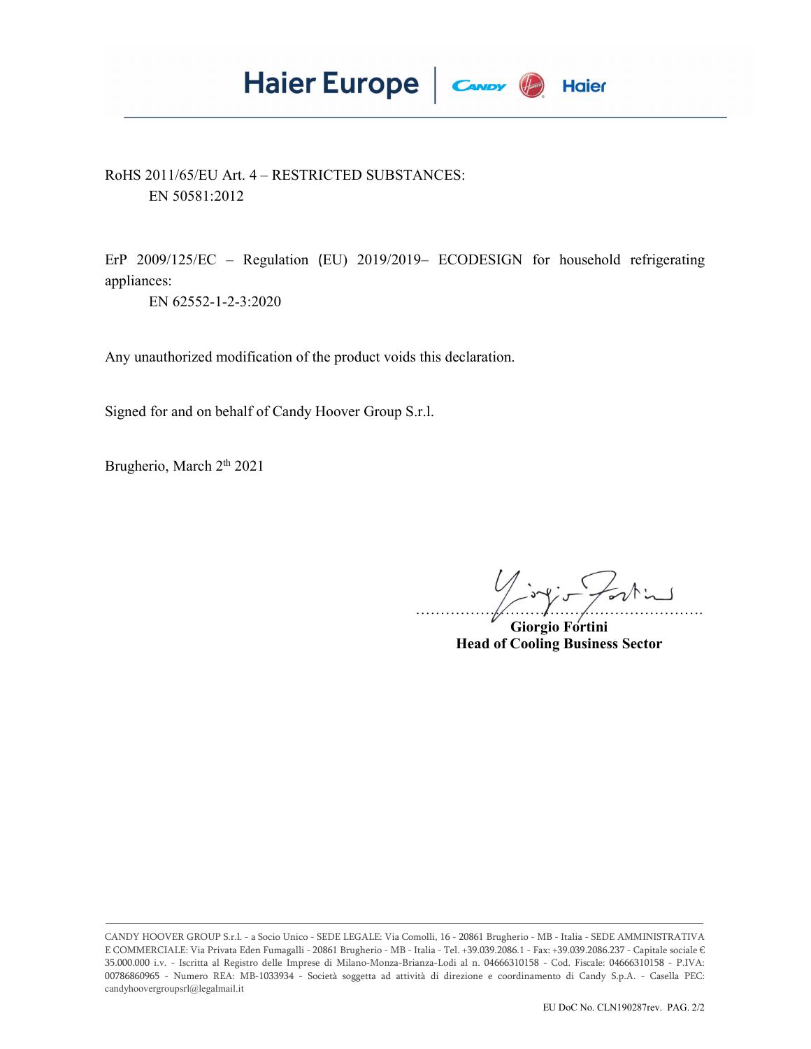RoHS 2011/65/EU Art. 4 – RESTRICTED SUBSTANCES:

EN 50581:2012

ErP 2009/125/EC – Regulation (EU) 2019/2019– ECODESIGN for household refrigerating appliances:

EN 62552-1-2-3:2020

Any unauthorized modification of the product voids this declaration.

Signed for and on behalf of Candy Hoover Group S.r.l.

Brugherio, March 2th 2021

**Giorgio Fortini**
**Head of Cooling Business Sector**

CANDY HOOVER GROUP S.r.l. - a Socio Unico - SEDE LEGALE: Via Comolli, 16 - 20861 Brugherio - MB - Italia - SEDE AMMINISTRATIVA E COMMERCIALE: Via Privata Eden Fumagalli - 20861 Brugherio - MB - Italia - Tel. +39.039.2086.1 - Fax: +39.039.2086.237 - Capitale sociale € 35.000.000 i.v. - Iscritta al Registro delle Imprese di Milano-Monza-Brianza-Lodi al n. 04666310158 - Cod. Fiscale: 04666310158 - P.IVA: 00786860965 - Numero REA: MB-1033934 - Società soggetta ad attività di direzione e coordinamento di Candy S.p.A. - Casella PEC: candyhoovergroupsrl@legalmail.it

EU DoC No. CLN190287rev.